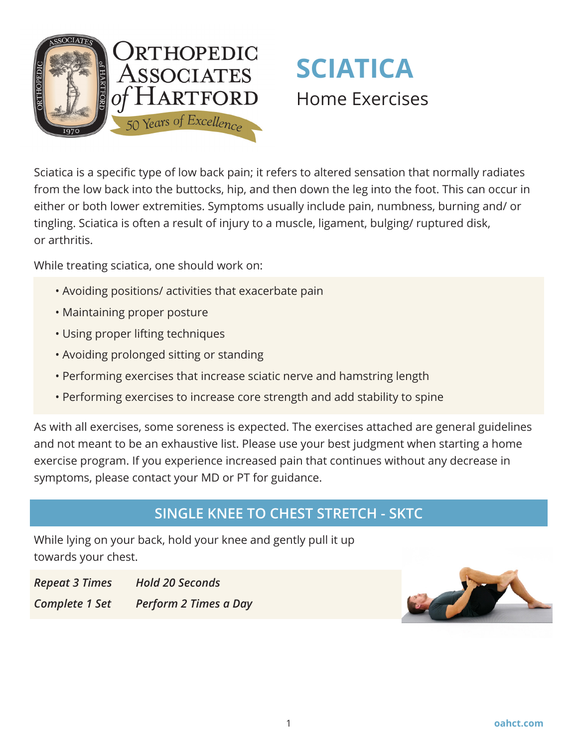# Orthopedic Associates of Hartford

50 Years of Excellence

# SCIATICA

## Home Exercises

Sciatica is a specific type of low back pain; it refers to altered sensation that normally radiates from the low back into the buttocks, hip, and then down the leg into the foot. This can occur in either or both lower extremities. Symptoms usually include pain, numbness, burning and/ or tingling. Sciatica is often a result of injury to a muscle, ligament, bulging/ ruptured disk, or arthritis.

While treating sciatica, one should work on:

- Avoiding positions/ activities that exacerbate pain
- Maintaining proper posture
- Using proper lifting techniques
- Avoiding prolonged sitting or standing
- Performing exercises that increase sciatic nerve and hamstring length
- Performing exercises to increase core strength and add stability to spine

As with all exercises, some soreness is expected. The exercises attached are general guidelines and not meant to be an exhaustive list. Please use your best judgment when starting a home exercise program. If you experience increased pain that continues without any decrease in symptoms, please contact your MD or PT for guidance.

## SINGLE KNEE TO CHEST STRETCH - SKTC

While lying on your back, hold your knee and gently pull it up towards your chest.

*Repeat 3 Times* &nbsp;&nbsp; *Hold 20 Seconds*

*Complete 1 Set* &nbsp;&nbsp; *Perform 2 Times a Day*

oahct.com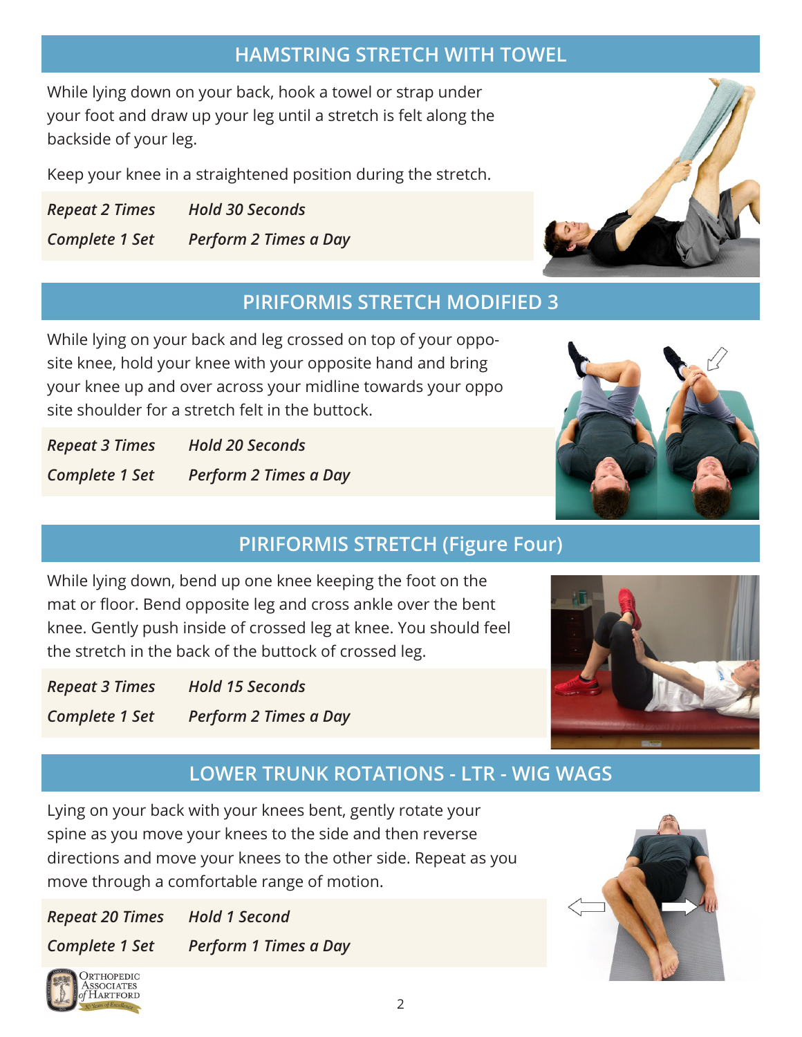## HAMSTRING STRETCH WITH TOWEL

While lying down on your back, hook a towel or strap under your foot and draw up your leg until a stretch is felt along the backside of your leg.

Keep your knee in a straightened position during the stretch.

| | |
|---|---|
| *Repeat 2 Times* | *Hold 30 Seconds* |
| *Complete 1 Set* | *Perform 2 Times a Day* |

## PIRIFORMIS STRETCH MODIFIED 3

While lying on your back and leg crossed on top of your opposite knee, hold your knee with your opposite hand and bring your knee up and over across your midline towards your opposite shoulder for a stretch felt in the buttock.

| | |
|---|---|
| *Repeat 3 Times* | *Hold 20 Seconds* |
| *Complete 1 Set* | *Perform 2 Times a Day* |

## PIRIFORMIS STRETCH (Figure Four)

While lying down, bend up one knee keeping the foot on the mat or floor. Bend opposite leg and cross ankle over the bent knee. Gently push inside of crossed leg at knee. You should feel the stretch in the back of the buttock of crossed leg.

| | |
|---|---|
| *Repeat 3 Times* | *Hold 15 Seconds* |
| *Complete 1 Set* | *Perform 2 Times a Day* |

## LOWER TRUNK ROTATIONS - LTR - WIG WAGS

Lying on your back with your knees bent, gently rotate your spine as you move your knees to the side and then reverse directions and move your knees to the other side. Repeat as you move through a comfortable range of motion.

| | |
|---|---|
| *Repeat 20 Times* | *Hold 1 Second* |
| *Complete 1 Set* | *Perform 1 Times a Day* |

Orthopedic Associates of Hartford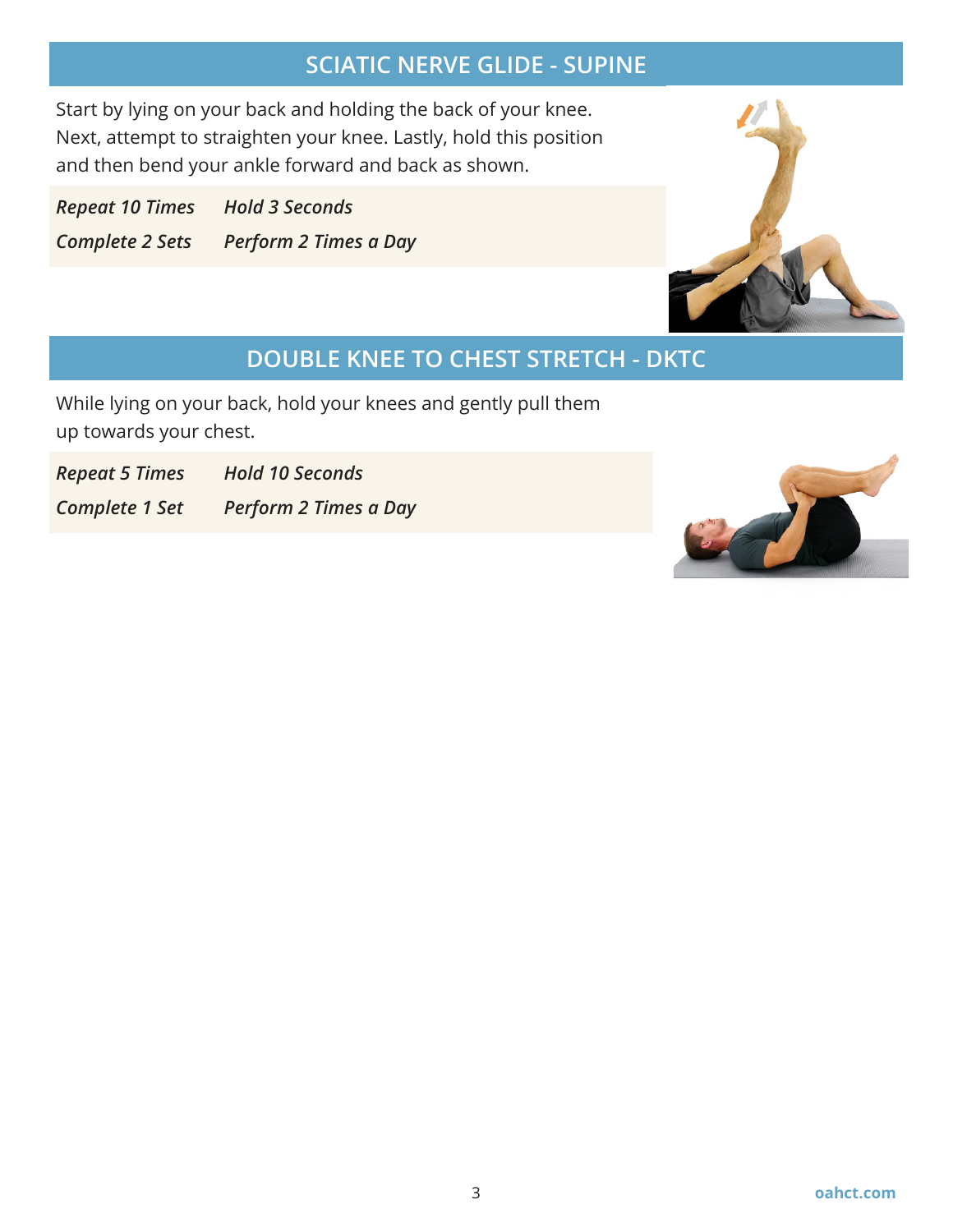## SCIATIC NERVE GLIDE - SUPINE

Start by lying on your back and holding the back of your knee. Next, attempt to straighten your knee. Lastly, hold this position and then bend your ankle forward and back as shown.

| | |
|---|---|
| *Repeat 10 Times* | *Hold 3 Seconds* |
| *Complete 2 Sets* | *Perform 2 Times a Day* |

## DOUBLE KNEE TO CHEST STRETCH - DKTC

While lying on your back, hold your knees and gently pull them up towards your chest.

| | |
|---|---|
| *Repeat 5 Times* | *Hold 10 Seconds* |
| *Complete 1 Set* | *Perform 2 Times a Day* |

oahct.com